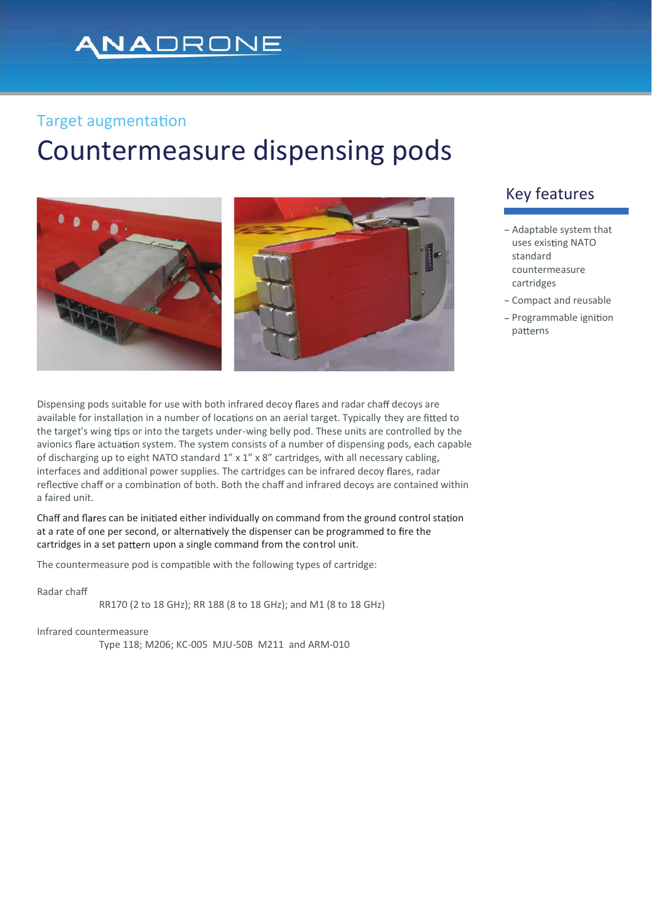ANADRONE

Target augmentation

# Countermeasure dispensing pods

## Key features

- Adaptable system that uses existing NATO standard countermeasure cartridges
- Compact and reusable
- Programmable ignition patterns

Dispensing pods suitable for use with both infrared decoy flares and radar chaff decoys are available for installation in a number of locations on an aerial target. Typically they are fitted to the target's wing tips or into the targets under-wing belly pod. These units are controlled by the avionics flare actuation system. The system consists of a number of dispensing pods, each capable of discharging up to eight NATO standard 1" x 1" x 8" cartridges, with all necessary cabling, interfaces and additional power supplies. The cartridges can be infrared decoy flares, radar reflective chaff or a combination of both. Both the chaff and infrared decoys are contained within a faired unit.

Chaff and flares can be initiated either individually on command from the ground control station at a rate of one per second, or alternatively the dispenser can be programmed to fire the cartridges in a set pattern upon a single command from the control unit.

The countermeasure pod is compatible with the following types of cartridge:

Radar chaff

RR170 (2 to 18 GHz); RR 188 (8 to 18 GHz); and M1 (8 to 18 GHz)

Infrared countermeasure

Type 118; M206; KC-005 MJU-50B M211 and ARM-010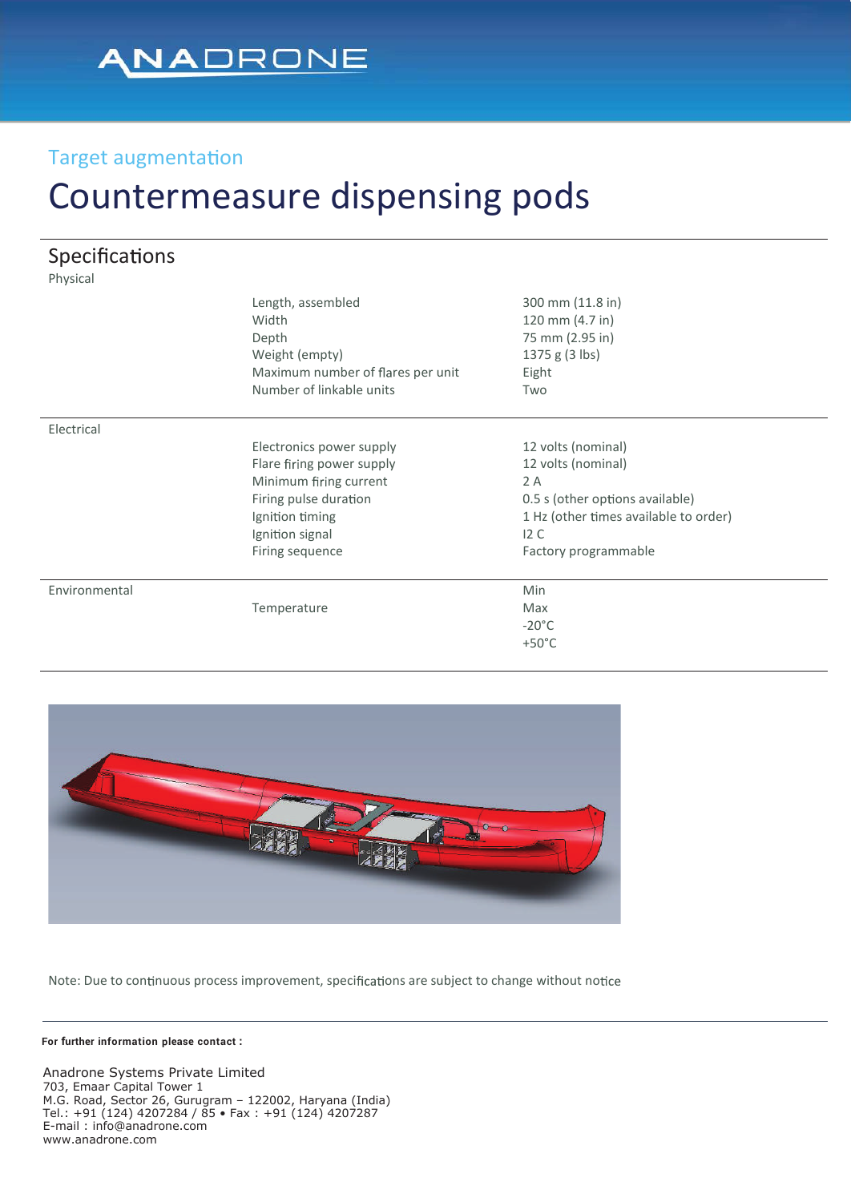Target augmentation

# Countermeasure dispensing pods

## Specifications

| | | |
|---|---|---|
| Physical | Length, assembled | 300 mm (11.8 in) |
| | Width | 120 mm (4.7 in) |
| | Depth | 75 mm (2.95 in) |
| | Weight (empty) | 1375 g (3 lbs) |
| | Maximum number of flares per unit | Eight |
| | Number of linkable units | Two |
| Electrical | Electronics power supply | 12 volts (nominal) |
| | Flare firing power supply | 12 volts (nominal) |
| | Minimum firing current | 2 A |
| | Firing pulse duration | 0.5 s (other options available) |
| | Ignition timing | 1 Hz (other times available to order) |
| | Ignition signal | I2 C |
| | Firing sequence | Factory programmable |
| Environmental | | Min |
| | Temperature | Max |
| | | -20°C |
| | | +50°C |

Note: Due to continuous process improvement, specifications are subject to change without notice

**For further information please contact :**

Anadrone Systems Private Limited
703, Emaar Capital Tower 1
M.G. Road, Sector 26, Gurugram – 122002, Haryana (India)
Tel.: +91 (124) 4207284 / 85 • Fax : +91 (124) 4207287
E-mail : info@anadrone.com
www.anadrone.com